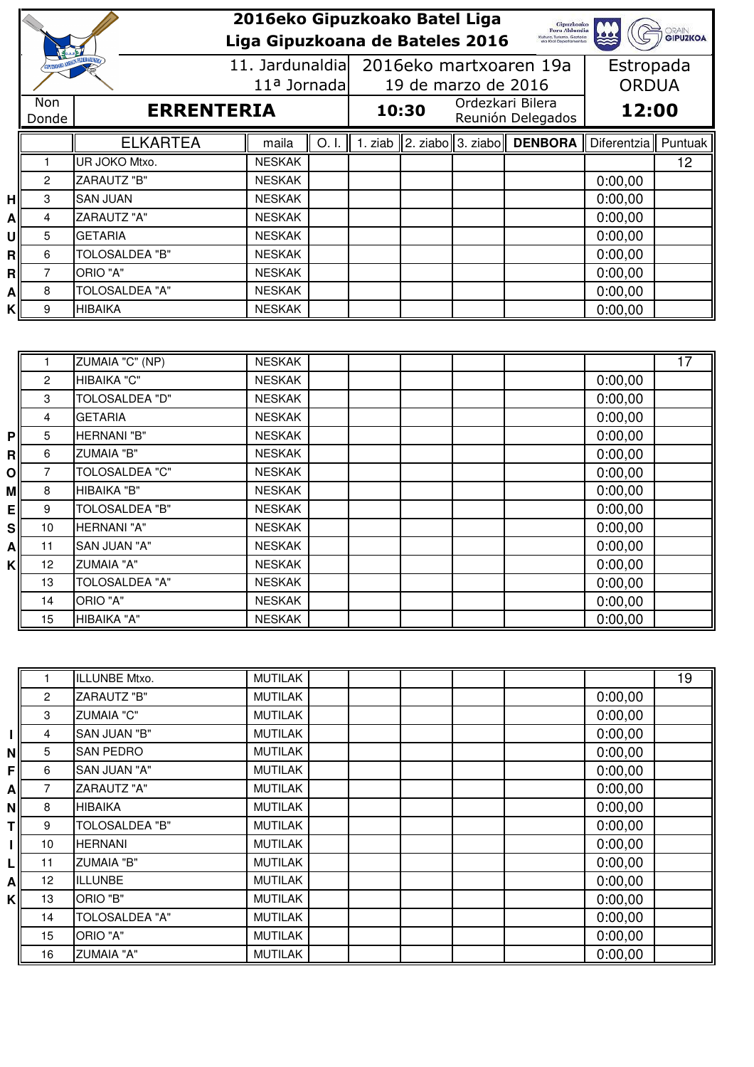# 2016eko Gipuzkoako Batel Liga
# Liga Gipuzkoana de Bateles 2016

| 11. Jardunaldia | 2016eko martxoaren 19a | Estropada |
|---|---|---|
| 11ª Jornada | 19 de marzo de 2016 | ORDUA |

| Non / Donde | ERRENTERIA | 10:30 | Ordezkari Bilera / Reunión Delegados | 12:00 |
|---|---|---|---|---|

## HAURRAK

| | ELKARTEA | maila | O. I. | 1. ziab | 2. ziabo | 3. ziabo | DENBORA | Diferentzia | Puntuak |
|---|---|---|---|---|---|---|---|---|---|
| 1 | UR JOKO Mtxo. | NESKAK | | | | | | | 12 |
| 2 | ZARAUTZ "B" | NESKAK | | | | | | 0:00,00 | |
| 3 | SAN JUAN | NESKAK | | | | | | 0:00,00 | |
| 4 | ZARAUTZ "A" | NESKAK | | | | | | 0:00,00 | |
| 5 | GETARIA | NESKAK | | | | | | 0:00,00 | |
| 6 | TOLOSALDEA "B" | NESKAK | | | | | | 0:00,00 | |
| 7 | ORIO "A" | NESKAK | | | | | | 0:00,00 | |
| 8 | TOLOSALDEA "A" | NESKAK | | | | | | 0:00,00 | |
| 9 | HIBAIKA | NESKAK | | | | | | 0:00,00 | |

## PROMESAK

| | ELKARTEA | maila | O. I. | 1. ziab | 2. ziabo | 3. ziabo | DENBORA | Diferentzia | Puntuak |
|---|---|---|---|---|---|---|---|---|---|
| 1 | ZUMAIA "C" (NP) | NESKAK | | | | | | | 17 |
| 2 | HIBAIKA "C" | NESKAK | | | | | | 0:00,00 | |
| 3 | TOLOSALDEA "D" | NESKAK | | | | | | 0:00,00 | |
| 4 | GETARIA | NESKAK | | | | | | 0:00,00 | |
| 5 | HERNANI "B" | NESKAK | | | | | | 0:00,00 | |
| 6 | ZUMAIA "B" | NESKAK | | | | | | 0:00,00 | |
| 7 | TOLOSALDEA "C" | NESKAK | | | | | | 0:00,00 | |
| 8 | HIBAIKA "B" | NESKAK | | | | | | 0:00,00 | |
| 9 | TOLOSALDEA "B" | NESKAK | | | | | | 0:00,00 | |
| 10 | HERNANI "A" | NESKAK | | | | | | 0:00,00 | |
| 11 | SAN JUAN "A" | NESKAK | | | | | | 0:00,00 | |
| 12 | ZUMAIA "A" | NESKAK | | | | | | 0:00,00 | |
| 13 | TOLOSALDEA "A" | NESKAK | | | | | | 0:00,00 | |
| 14 | ORIO "A" | NESKAK | | | | | | 0:00,00 | |
| 15 | HIBAIKA "A" | NESKAK | | | | | | 0:00,00 | |

## INFANTILAK

| | ELKARTEA | maila | O. I. | 1. ziab | 2. ziabo | 3. ziabo | DENBORA | Diferentzia | Puntuak |
|---|---|---|---|---|---|---|---|---|---|
| 1 | ILLUNBE Mtxo. | MUTILAK | | | | | | | 19 |
| 2 | ZARAUTZ "B" | MUTILAK | | | | | | 0:00,00 | |
| 3 | ZUMAIA "C" | MUTILAK | | | | | | 0:00,00 | |
| 4 | SAN JUAN "B" | MUTILAK | | | | | | 0:00,00 | |
| 5 | SAN PEDRO | MUTILAK | | | | | | 0:00,00 | |
| 6 | SAN JUAN "A" | MUTILAK | | | | | | 0:00,00 | |
| 7 | ZARAUTZ "A" | MUTILAK | | | | | | 0:00,00 | |
| 8 | HIBAIKA | MUTILAK | | | | | | 0:00,00 | |
| 9 | TOLOSALDEA "B" | MUTILAK | | | | | | 0:00,00 | |
| 10 | HERNANI | MUTILAK | | | | | | 0:00,00 | |
| 11 | ZUMAIA "B" | MUTILAK | | | | | | 0:00,00 | |
| 12 | ILLUNBE | MUTILAK | | | | | | 0:00,00 | |
| 13 | ORIO "B" | MUTILAK | | | | | | 0:00,00 | |
| 14 | TOLOSALDEA "A" | MUTILAK | | | | | | 0:00,00 | |
| 15 | ORIO "A" | MUTILAK | | | | | | 0:00,00 | |
| 16 | ZUMAIA "A" | MUTILAK | | | | | | 0:00,00 | |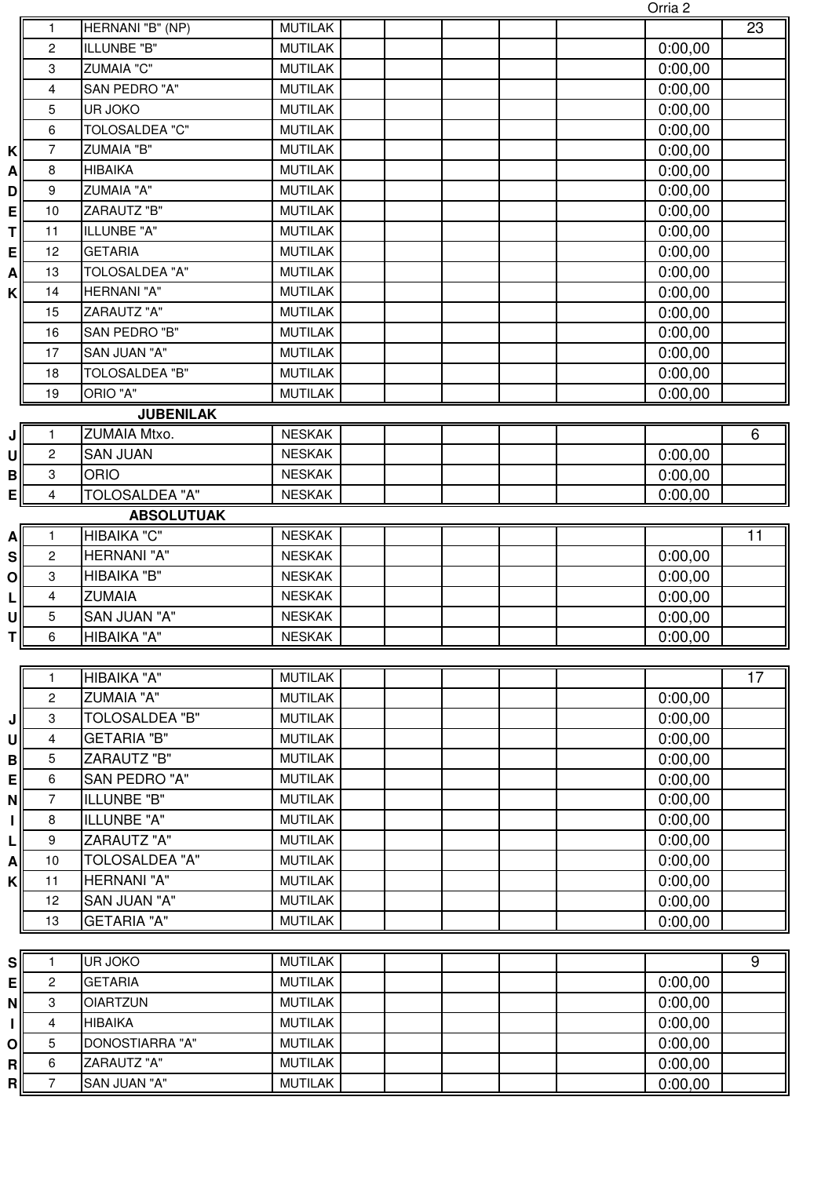| | | | | | | | | | |
|---|---|---|---|---|---|---|---|---|---|
| KADETEAK | 1 | HERNANI "B" (NP) | MUTILAK | | | | | | 23 |
| | 2 | ILLUNBE "B" | MUTILAK | | | | | 0:00,00 | |
| | 3 | ZUMAIA "C" | MUTILAK | | | | | 0:00,00 | |
| | 4 | SAN PEDRO "A" | MUTILAK | | | | | 0:00,00 | |
| | 5 | UR JOKO | MUTILAK | | | | | 0:00,00 | |
| | 6 | TOLOSALDEA "C" | MUTILAK | | | | | 0:00,00 | |
| | 7 | ZUMAIA "B" | MUTILAK | | | | | 0:00,00 | |
| | 8 | HIBAIKA | MUTILAK | | | | | 0:00,00 | |
| | 9 | ZUMAIA "A" | MUTILAK | | | | | 0:00,00 | |
| | 10 | ZARAUTZ "B" | MUTILAK | | | | | 0:00,00 | |
| | 11 | ILLUNBE "A" | MUTILAK | | | | | 0:00,00 | |
| | 12 | GETARIA | MUTILAK | | | | | 0:00,00 | |
| | 13 | TOLOSALDEA "A" | MUTILAK | | | | | 0:00,00 | |
| | 14 | HERNANI "A" | MUTILAK | | | | | 0:00,00 | |
| | 15 | ZARAUTZ "A" | MUTILAK | | | | | 0:00,00 | |
| | 16 | SAN PEDRO "B" | MUTILAK | | | | | 0:00,00 | |
| | 17 | SAN JUAN "A" | MUTILAK | | | | | 0:00,00 | |
| | 18 | TOLOSALDEA "B" | MUTILAK | | | | | 0:00,00 | |
| | 19 | ORIO "A" | MUTILAK | | | | | 0:00,00 | |

**JUBENILAK**

| | | | | | | | | | |
|---|---|---|---|---|---|---|---|---|---|
| JUBE | 1 | ZUMAIA Mtxo. | NESKAK | | | | | | 6 |
| | 2 | SAN JUAN | NESKAK | | | | | 0:00,00 | |
| | 3 | ORIO | NESKAK | | | | | 0:00,00 | |
| | 4 | TOLOSALDEA "A" | NESKAK | | | | | 0:00,00 | |

**ABSOLUTUAK**

| | | | | | | | | | |
|---|---|---|---|---|---|---|---|---|---|
| ASOLUT | 1 | HIBAIKA "C" | NESKAK | | | | | | 11 |
| | 2 | HERNANI "A" | NESKAK | | | | | 0:00,00 | |
| | 3 | HIBAIKA "B" | NESKAK | | | | | 0:00,00 | |
| | 4 | ZUMAIA | NESKAK | | | | | 0:00,00 | |
| | 5 | SAN JUAN "A" | NESKAK | | | | | 0:00,00 | |
| | 6 | HIBAIKA "A" | NESKAK | | | | | 0:00,00 | |

| | | | | | | | | | |
|---|---|---|---|---|---|---|---|---|---|
| JUBENILAK | 1 | HIBAIKA "A" | MUTILAK | | | | | | 17 |
| | 2 | ZUMAIA "A" | MUTILAK | | | | | 0:00,00 | |
| | 3 | TOLOSALDEA "B" | MUTILAK | | | | | 0:00,00 | |
| | 4 | GETARIA "B" | MUTILAK | | | | | 0:00,00 | |
| | 5 | ZARAUTZ "B" | MUTILAK | | | | | 0:00,00 | |
| | 6 | SAN PEDRO "A" | MUTILAK | | | | | 0:00,00 | |
| | 7 | ILLUNBE "B" | MUTILAK | | | | | 0:00,00 | |
| | 8 | ILLUNBE "A" | MUTILAK | | | | | 0:00,00 | |
| | 9 | ZARAUTZ "A" | MUTILAK | | | | | 0:00,00 | |
| | 10 | TOLOSALDEA "A" | MUTILAK | | | | | 0:00,00 | |
| | 11 | HERNANI "A" | MUTILAK | | | | | 0:00,00 | |
| | 12 | SAN JUAN "A" | MUTILAK | | | | | 0:00,00 | |
| | 13 | GETARIA "A" | MUTILAK | | | | | 0:00,00 | |

| | | | | | | | | | |
|---|---|---|---|---|---|---|---|---|---|
| SENIORR | 1 | UR JOKO | MUTILAK | | | | | | 9 |
| | 2 | GETARIA | MUTILAK | | | | | 0:00,00 | |
| | 3 | OIARTZUN | MUTILAK | | | | | 0:00,00 | |
| | 4 | HIBAIKA | MUTILAK | | | | | 0:00,00 | |
| | 5 | DONOSTIARRA "A" | MUTILAK | | | | | 0:00,00 | |
| | 6 | ZARAUTZ "A" | MUTILAK | | | | | 0:00,00 | |
| | 7 | SAN JUAN "A" | MUTILAK | | | | | 0:00,00 | |